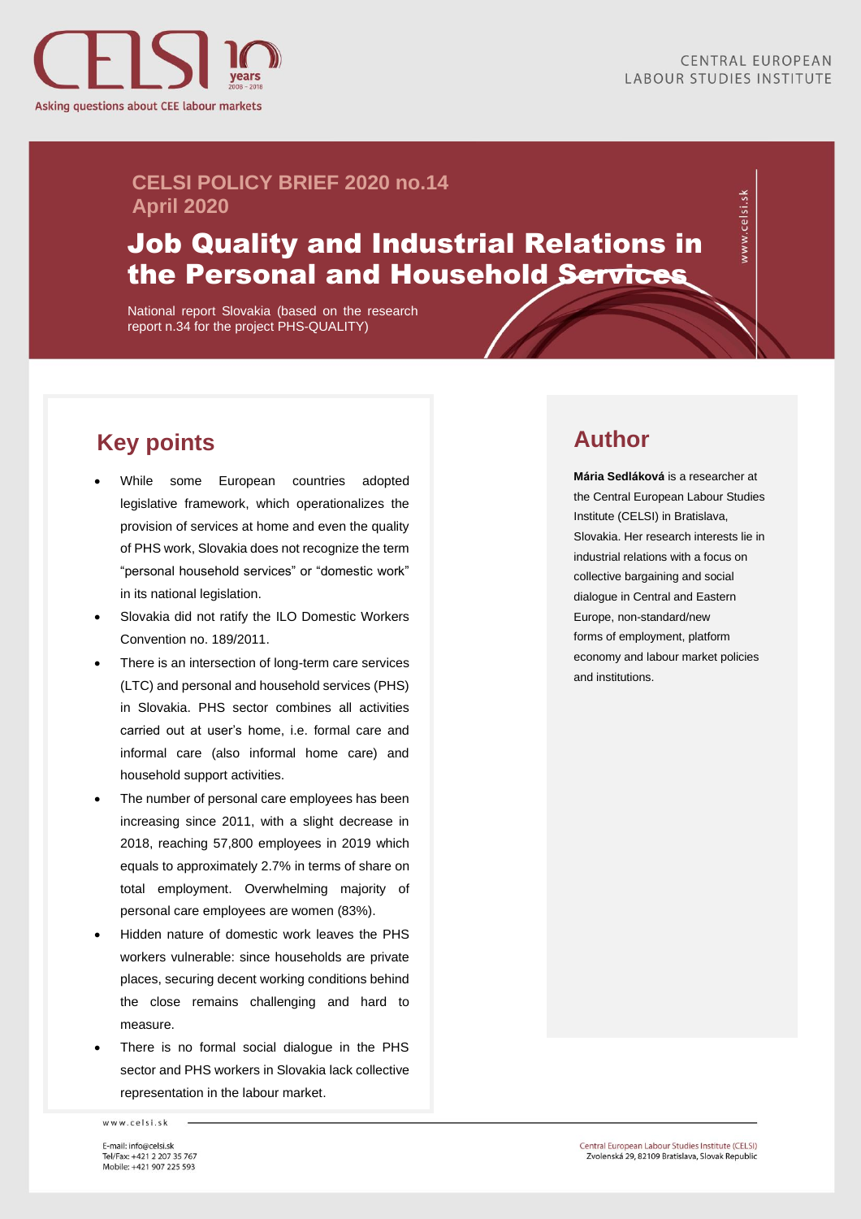CENTRAL EUROPEAN LABOUR STUDIES INSTITUTE

Asking questions about CEE labour markets

**CELSI POLICY BRIEF 2020 no.14**
**April 2020**

# Job Quality and Industrial Relations in the Personal and Household Services

National report Slovakia (based on the research report n.34 for the project PHS-QUALITY)

## Key points

- While some European countries adopted legislative framework, which operationalizes the provision of services at home and even the quality of PHS work, Slovakia does not recognize the term "personal household services" or "domestic work" in its national legislation.
- Slovakia did not ratify the ILO Domestic Workers Convention no. 189/2011.
- There is an intersection of long-term care services (LTC) and personal and household services (PHS) in Slovakia. PHS sector combines all activities carried out at user's home, i.e. formal care and informal care (also informal home care) and household support activities.
- The number of personal care employees has been increasing since 2011, with a slight decrease in 2018, reaching 57,800 employees in 2019 which equals to approximately 2.7% in terms of share on total employment. Overwhelming majority of personal care employees are women (83%).
- Hidden nature of domestic work leaves the PHS workers vulnerable: since households are private places, securing decent working conditions behind the close remains challenging and hard to measure.
- There is no formal social dialogue in the PHS sector and PHS workers in Slovakia lack collective representation in the labour market.

## Author

**Mária Sedláková** is a researcher at the Central European Labour Studies Institute (CELSI) in Bratislava, Slovakia. Her research interests lie in industrial relations with a focus on collective bargaining and social dialogue in Central and Eastern Europe, non-standard/new forms of employment, platform economy and labour market policies and institutions.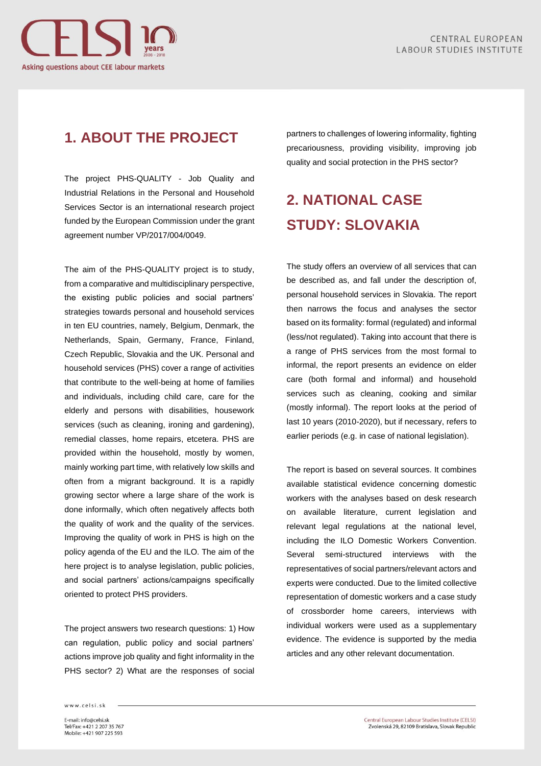## 1. ABOUT THE PROJECT

The project PHS-QUALITY - Job Quality and Industrial Relations in the Personal and Household Services Sector is an international research project funded by the European Commission under the grant agreement number VP/2017/004/0049.

The aim of the PHS-QUALITY project is to study, from a comparative and multidisciplinary perspective, the existing public policies and social partners' strategies towards personal and household services in ten EU countries, namely, Belgium, Denmark, the Netherlands, Spain, Germany, France, Finland, Czech Republic, Slovakia and the UK. Personal and household services (PHS) cover a range of activities that contribute to the well-being at home of families and individuals, including child care, care for the elderly and persons with disabilities, housework services (such as cleaning, ironing and gardening), remedial classes, home repairs, etcetera. PHS are provided within the household, mostly by women, mainly working part time, with relatively low skills and often from a migrant background. It is a rapidly growing sector where a large share of the work is done informally, which often negatively affects both the quality of work and the quality of the services. Improving the quality of work in PHS is high on the policy agenda of the EU and the ILO. The aim of the here project is to analyse legislation, public policies, and social partners' actions/campaigns specifically oriented to protect PHS providers.

The project answers two research questions: 1) How can regulation, public policy and social partners' actions improve job quality and fight informality in the PHS sector? 2) What are the responses of social partners to challenges of lowering informality, fighting precariousness, providing visibility, improving job quality and social protection in the PHS sector?

## 2. NATIONAL CASE STUDY: SLOVAKIA

The study offers an overview of all services that can be described as, and fall under the description of, personal household services in Slovakia. The report then narrows the focus and analyses the sector based on its formality: formal (regulated) and informal (less/not regulated). Taking into account that there is a range of PHS services from the most formal to informal, the report presents an evidence on elder care (both formal and informal) and household services such as cleaning, cooking and similar (mostly informal). The report looks at the period of last 10 years (2010-2020), but if necessary, refers to earlier periods (e.g. in case of national legislation).

The report is based on several sources. It combines available statistical evidence concerning domestic workers with the analyses based on desk research on available literature, current legislation and relevant legal regulations at the national level, including the ILO Domestic Workers Convention. Several semi-structured interviews with the representatives of social partners/relevant actors and experts were conducted. Due to the limited collective representation of domestic workers and a case study of crossborder home careers, interviews with individual workers were used as a supplementary evidence. The evidence is supported by the media articles and any other relevant documentation.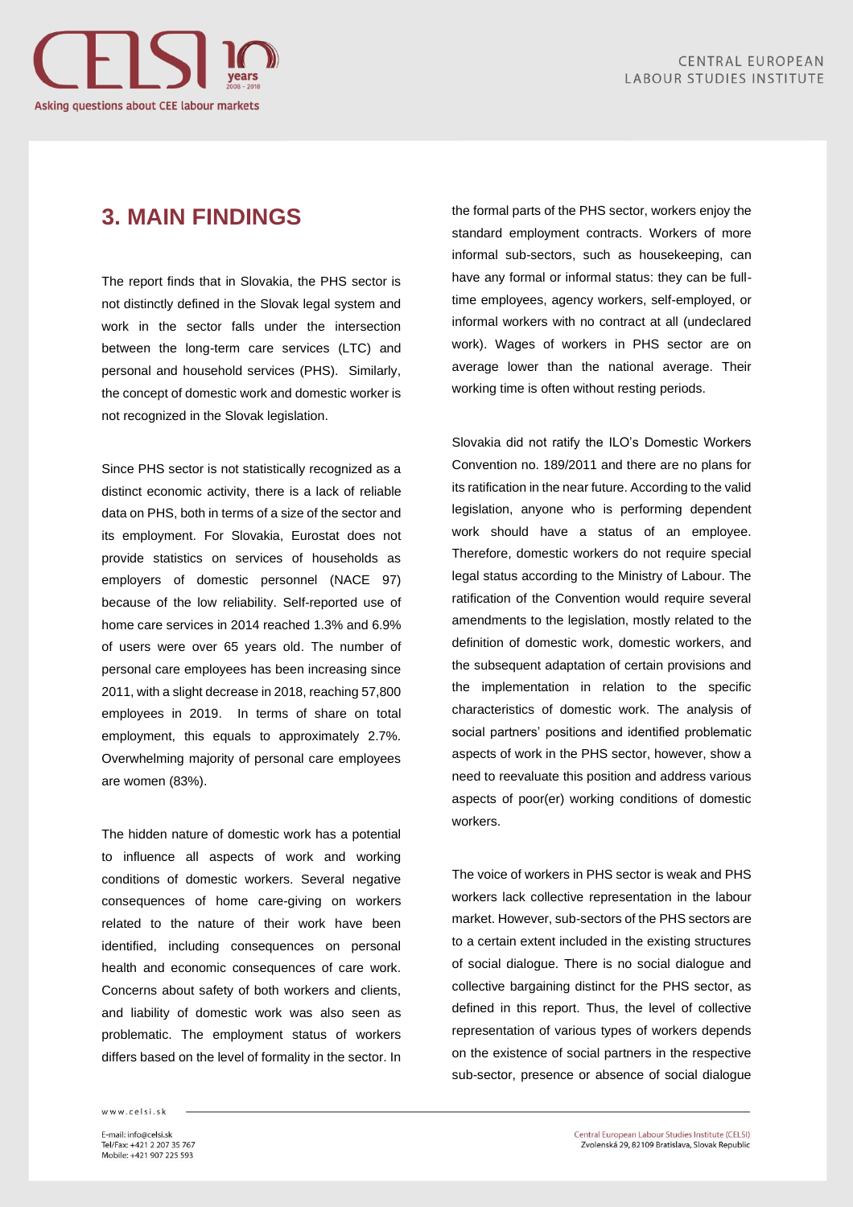## 3. MAIN FINDINGS

The report finds that in Slovakia, the PHS sector is not distinctly defined in the Slovak legal system and work in the sector falls under the intersection between the long-term care services (LTC) and personal and household services (PHS). Similarly, the concept of domestic work and domestic worker is not recognized in the Slovak legislation.

Since PHS sector is not statistically recognized as a distinct economic activity, there is a lack of reliable data on PHS, both in terms of a size of the sector and its employment. For Slovakia, Eurostat does not provide statistics on services of households as employers of domestic personnel (NACE 97) because of the low reliability. Self-reported use of home care services in 2014 reached 1.3% and 6.9% of users were over 65 years old. The number of personal care employees has been increasing since 2011, with a slight decrease in 2018, reaching 57,800 employees in 2019. In terms of share on total employment, this equals to approximately 2.7%. Overwhelming majority of personal care employees are women (83%).

The hidden nature of domestic work has a potential to influence all aspects of work and working conditions of domestic workers. Several negative consequences of home care-giving on workers related to the nature of their work have been identified, including consequences on personal health and economic consequences of care work. Concerns about safety of both workers and clients, and liability of domestic work was also seen as problematic. The employment status of workers differs based on the level of formality in the sector. In the formal parts of the PHS sector, workers enjoy the standard employment contracts. Workers of more informal sub-sectors, such as housekeeping, can have any formal or informal status: they can be full-time employees, agency workers, self-employed, or informal workers with no contract at all (undeclared work). Wages of workers in PHS sector are on average lower than the national average. Their working time is often without resting periods.

Slovakia did not ratify the ILO's Domestic Workers Convention no. 189/2011 and there are no plans for its ratification in the near future. According to the valid legislation, anyone who is performing dependent work should have a status of an employee. Therefore, domestic workers do not require special legal status according to the Ministry of Labour. The ratification of the Convention would require several amendments to the legislation, mostly related to the definition of domestic work, domestic workers, and the subsequent adaptation of certain provisions and the implementation in relation to the specific characteristics of domestic work. The analysis of social partners' positions and identified problematic aspects of work in the PHS sector, however, show a need to reevaluate this position and address various aspects of poor(er) working conditions of domestic workers.

The voice of workers in PHS sector is weak and PHS workers lack collective representation in the labour market. However, sub-sectors of the PHS sectors are to a certain extent included in the existing structures of social dialogue. There is no social dialogue and collective bargaining distinct for the PHS sector, as defined in this report. Thus, the level of collective representation of various types of workers depends on the existence of social partners in the respective sub-sector, presence or absence of social dialogue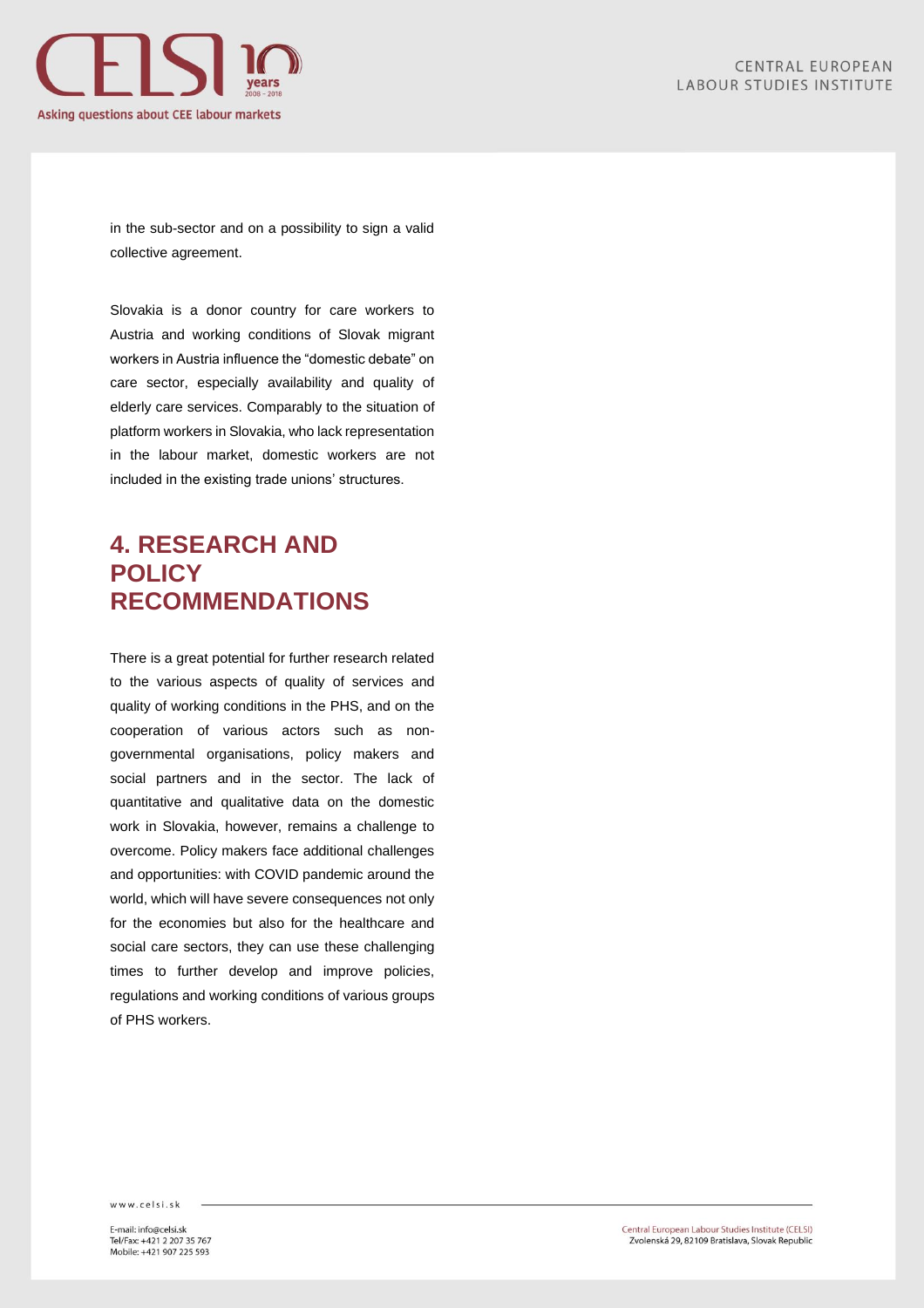in the sub-sector and on a possibility to sign a valid collective agreement.

Slovakia is a donor country for care workers to Austria and working conditions of Slovak migrant workers in Austria influence the "domestic debate" on care sector, especially availability and quality of elderly care services. Comparably to the situation of platform workers in Slovakia, who lack representation in the labour market, domestic workers are not included in the existing trade unions' structures.

## 4. RESEARCH AND POLICY RECOMMENDATIONS

There is a great potential for further research related to the various aspects of quality of services and quality of working conditions in the PHS, and on the cooperation of various actors such as non-governmental organisations, policy makers and social partners and in the sector. The lack of quantitative and qualitative data on the domestic work in Slovakia, however, remains a challenge to overcome. Policy makers face additional challenges and opportunities: with COVID pandemic around the world, which will have severe consequences not only for the economies but also for the healthcare and social care sectors, they can use these challenging times to further develop and improve policies, regulations and working conditions of various groups of PHS workers.